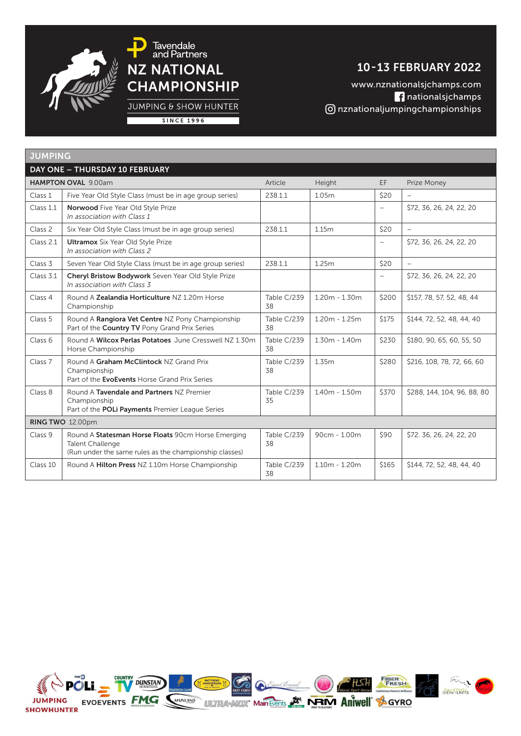# Tavendale and Partners NZ NATIONAL CHAMPIONSHIP

JUMPING & SHOW HUNTER

SINCE 1996

## 10-13 FEBRUARY 2022

www.nznationalsjchamps.com

nationalsjchamps

nznationaljumpingchampionships

## JUMPING

### DAY ONE – THURSDAY 10 FEBRUARY

| **HAMPTON OVAL** 9.00am | | Article | Height | EF | Prize Money |
|---|---|---|---|---|---|
| Class 1 | Five Year Old Style Class (must be in age group series) | 238.1.1 | 1.05m | $20 | – |
| Class 1.1 | **Norwood** Five Year Old Style Prize<br>*In association with Class 1* | | | – | $72, 36, 26, 24, 22, 20 |
| Class 2 | Six Year Old Style Class (must be in age group series) | 238.1.1 | 1.15m | $20 | – |
| Class 2.1 | **Ultramox** Six Year Old Style Prize<br>*In association with Class 2* | | | – | $72, 36, 26, 24, 22, 20 |
| Class 3 | Seven Year Old Style Class (must be in age group series) | 238.1.1 | 1.25m | $20 | – |
| Class 3.1 | **Cheryl Bristow Bodywork** Seven Year Old Style Prize<br>*In association with Class 3* | | | – | $72, 36, 26, 24, 22, 20 |
| Class 4 | Round A **Zealandia Horticulture** NZ 1.20m Horse Championship | Table C/239 38 | 1.20m - 1.30m | $200 | $157, 78, 57, 52, 48, 44 |
| Class 5 | Round A **Rangiora Vet Centre** NZ Pony Championship<br>Part of the **Country TV** Pony Grand Prix Series | Table C/239 38 | 1.20m - 1.25m | $175 | $144, 72, 52, 48, 44, 40 |
| Class 6 | Round A **Wilcox Perlas Potatoes** June Cresswell NZ 1.30m Horse Championship | Table C/239 38 | 1.30m - 1.40m | $230 | $180, 90, 65, 60, 55, 50 |
| Class 7 | Round A **Graham McClintock** NZ Grand Prix Championship<br>Part of the **EvoEvents** Horse Grand Prix Series | Table C/239 38 | 1.35m | $280 | $216, 108, 78, 72, 66, 60 |
| Class 8 | Round A **Tavendale and Partners** NZ Premier Championship<br>Part of the **POLi Payments** Premier League Series | Table C/239 35 | 1.40m - 1.50m | $370 | $288, 144, 104, 96, 88, 80 |
| **RING TWO** 12.00pm | | | | | |
| Class 9 | Round A **Statesman Horse Floats** 90cm Horse Emerging Talent Challenge<br>(Run under the same rules as the championship classes) | Table C/239 38 | 90cm - 1.00m | $90 | $72. 36, 26, 24, 22, 20 |
| Class 10 | Round A **Hilton Press** NZ 1.10m Horse Championship | Table C/239 38 | 1.10m - 1.20m | $165 | $144, 72, 52, 48, 44, 40 |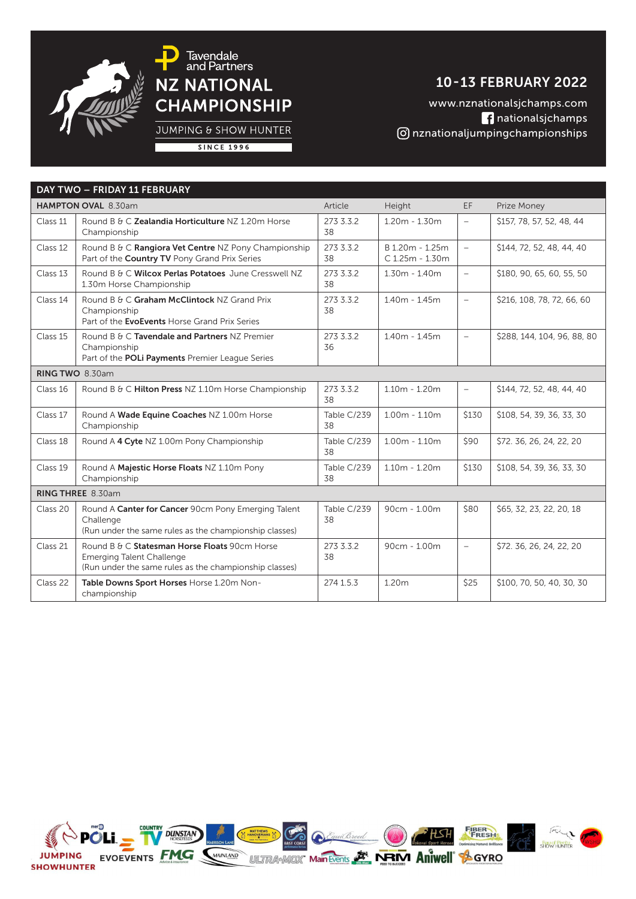Tavendale and Partners

# NZ NATIONAL CHAMPIONSHIP

JUMPING & SHOW HUNTER

SINCE 1996

## 10-13 FEBRUARY 2022

www.nznationalsjchamps.com

nationalsjchamps

nznationaljumpingchampionships

## DAY TWO – FRIDAY 11 FEBRUARY

| | | Article | Height | EF | Prize Money |
|---|---|---|---|---|---|
| **HAMPTON OVAL** 8.30am | | | | | |
| Class 11 | Round B & C **Zealandia Horticulture** NZ 1.20m Horse Championship | 273 3.3.2 38 | 1.20m - 1.30m | – | $157, 78, 57, 52, 48, 44 |
| Class 12 | Round B & C **Rangiora Vet Centre** NZ Pony Championship Part of the **Country TV** Pony Grand Prix Series | 273 3.3.2 38 | B 1.20m - 1.25m C 1.25m - 1.30m | – | $144, 72, 52, 48, 44, 40 |
| Class 13 | Round B & C **Wilcox Perlas Potatoes** June Cresswell NZ 1.30m Horse Championship | 273 3.3.2 38 | 1.30m - 1.40m | – | $180, 90, 65, 60, 55, 50 |
| Class 14 | Round B & C **Graham McClintock** NZ Grand Prix Championship Part of the **EvoEvents** Horse Grand Prix Series | 273 3.3.2 38 | 1.40m - 1.45m | – | $216, 108, 78, 72, 66, 60 |
| Class 15 | Round B & C **Tavendale and Partners** NZ Premier Championship Part of the **POLi Payments** Premier League Series | 273 3.3.2 36 | 1.40m - 1.45m | – | $288, 144, 104, 96, 88, 80 |
| **RING TWO** 8.30am | | | | | |
| Class 16 | Round B & C **Hilton Press** NZ 1.10m Horse Championship | 273 3.3.2 38 | 1.10m - 1.20m | – | $144, 72, 52, 48, 44, 40 |
| Class 17 | Round A **Wade Equine Coaches** NZ 1.00m Horse Championship | Table C/239 38 | 1.00m - 1.10m | $130 | $108, 54, 39, 36, 33, 30 |
| Class 18 | Round A **4 Cyte** NZ 1.00m Pony Championship | Table C/239 38 | 1.00m - 1.10m | $90 | $72. 36, 26, 24, 22, 20 |
| Class 19 | Round A **Majestic Horse Floats** NZ 1.10m Pony Championship | Table C/239 38 | 1.10m - 1.20m | $130 | $108, 54, 39, 36, 33, 30 |
| **RING THREE** 8.30am | | | | | |
| Class 20 | Round A **Canter for Cancer** 90cm Pony Emerging Talent Challenge (Run under the same rules as the championship classes) | Table C/239 38 | 90cm - 1.00m | $80 | $65, 32, 23, 22, 20, 18 |
| Class 21 | Round B & C **Statesman Horse Floats** 90cm Horse Emerging Talent Challenge (Run under the same rules as the championship classes) | 273 3.3.2 38 | 90cm - 1.00m | – | $72. 36, 26, 24, 22, 20 |
| Class 22 | **Table Downs Sport Horses** Horse 1.20m Non-championship | 274 1.5.3 | 1.20m | $25 | $100, 70, 50, 40, 30, 30 |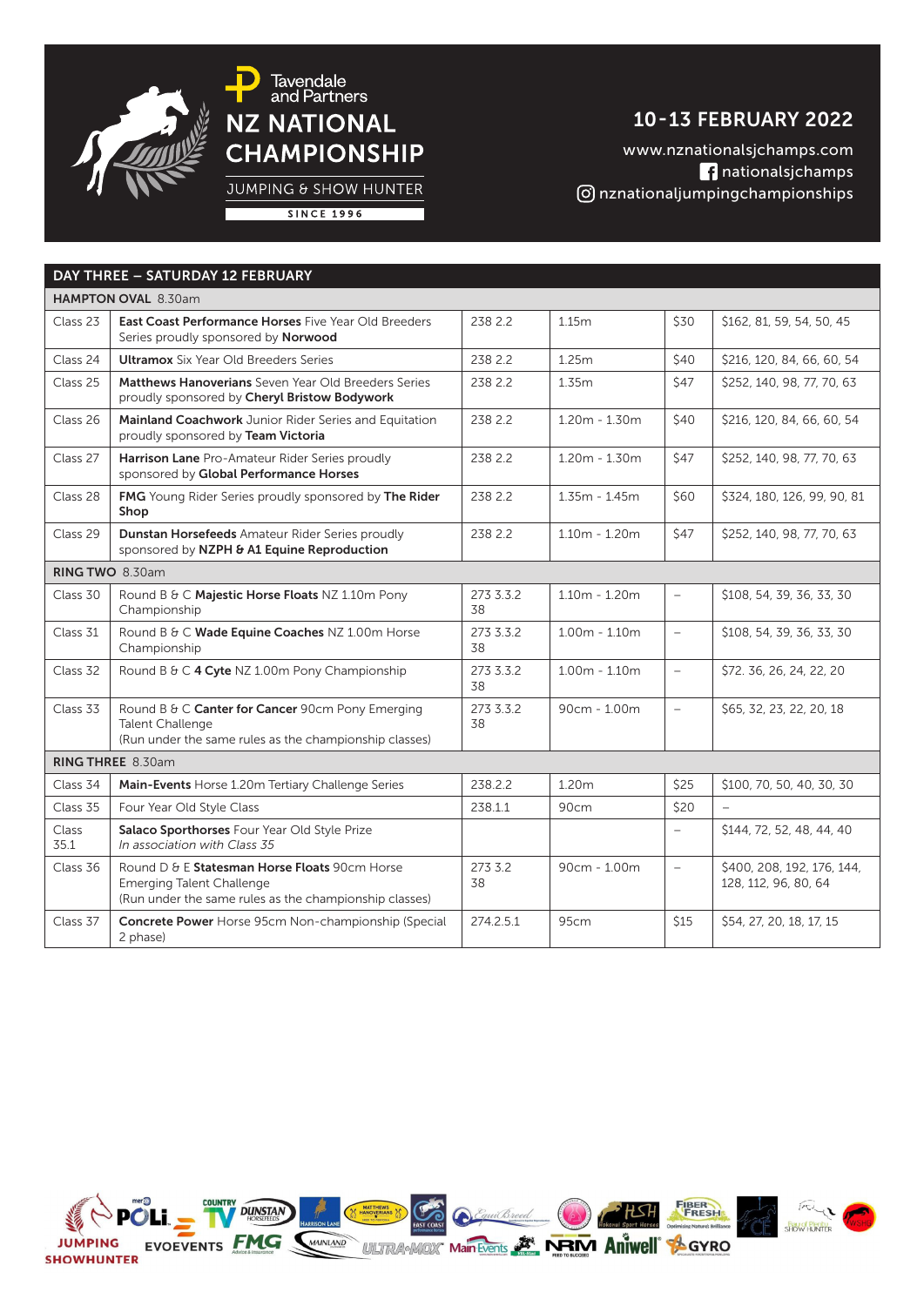Tavendale and Partners

# NZ NATIONAL CHAMPIONSHIP

JUMPING & SHOW HUNTER

SINCE 1996

## 10-13 FEBRUARY 2022

www.nznationalsjchamps.com

nationalsjchamps

nznationaljumpingchampionships

| DAY THREE – SATURDAY 12 FEBRUARY | | | | | |
|---|---|---|---|---|---|
| **HAMPTON OVAL** 8.30am | | | | | |
| Class 23 | **East Coast Performance Horses** Five Year Old Breeders Series proudly sponsored by **Norwood** | 238 2.2 | 1.15m | $30 | $162, 81, 59, 54, 50, 45 |
| Class 24 | **Ultramox** Six Year Old Breeders Series | 238 2.2 | 1.25m | $40 | $216, 120, 84, 66, 60, 54 |
| Class 25 | **Matthews Hanoverians** Seven Year Old Breeders Series proudly sponsored by **Cheryl Bristow Bodywork** | 238 2.2 | 1.35m | $47 | $252, 140, 98, 77, 70, 63 |
| Class 26 | **Mainland Coachwork** Junior Rider Series and Equitation proudly sponsored by **Team Victoria** | 238 2.2 | 1.20m - 1.30m | $40 | $216, 120, 84, 66, 60, 54 |
| Class 27 | **Harrison Lane** Pro-Amateur Rider Series proudly sponsored by **Global Performance Horses** | 238 2.2 | 1.20m - 1.30m | $47 | $252, 140, 98, 77, 70, 63 |
| Class 28 | **FMG** Young Rider Series proudly sponsored by **The Rider Shop** | 238 2.2 | 1.35m - 1.45m | $60 | $324, 180, 126, 99, 90, 81 |
| Class 29 | **Dunstan Horsefeeds** Amateur Rider Series proudly sponsored by **NZPH & A1 Equine Reproduction** | 238 2.2 | 1.10m - 1.20m | $47 | $252, 140, 98, 77, 70, 63 |
| **RING TWO** 8.30am | | | | | |
| Class 30 | Round B & C **Majestic Horse Floats** NZ 1.10m Pony Championship | 273 3.3.2 38 | 1.10m - 1.20m | – | $108, 54, 39, 36, 33, 30 |
| Class 31 | Round B & C **Wade Equine Coaches** NZ 1.00m Horse Championship | 273 3.3.2 38 | 1.00m - 1.10m | – | $108, 54, 39, 36, 33, 30 |
| Class 32 | Round B & C **4 Cyte** NZ 1.00m Pony Championship | 273 3.3.2 38 | 1.00m - 1.10m | – | $72. 36, 26, 24, 22, 20 |
| Class 33 | Round B & C **Canter for Cancer** 90cm Pony Emerging Talent Challenge (Run under the same rules as the championship classes) | 273 3.3.2 38 | 90cm - 1.00m | – | $65, 32, 23, 22, 20, 18 |
| **RING THREE** 8.30am | | | | | |
| Class 34 | **Main-Events** Horse 1.20m Tertiary Challenge Series | 238.2.2 | 1.20m | $25 | $100, 70, 50, 40, 30, 30 |
| Class 35 | Four Year Old Style Class | 238.1.1 | 90cm | $20 | – |
| Class 35.1 | **Salaco Sporthorses** Four Year Old Style Prize *In association with Class 35* | | | – | $144, 72, 52, 48, 44, 40 |
| Class 36 | Round D & E **Statesman Horse Floats** 90cm Horse Emerging Talent Challenge (Run under the same rules as the championship classes) | 273 3.2 38 | 90cm - 1.00m | – | $400, 208, 192, 176, 144, 128, 112, 96, 80, 64 |
| Class 37 | **Concrete Power** Horse 95cm Non-championship (Special 2 phase) | 274.2.5.1 | 95cm | $15 | $54, 27, 20, 18, 17, 15 |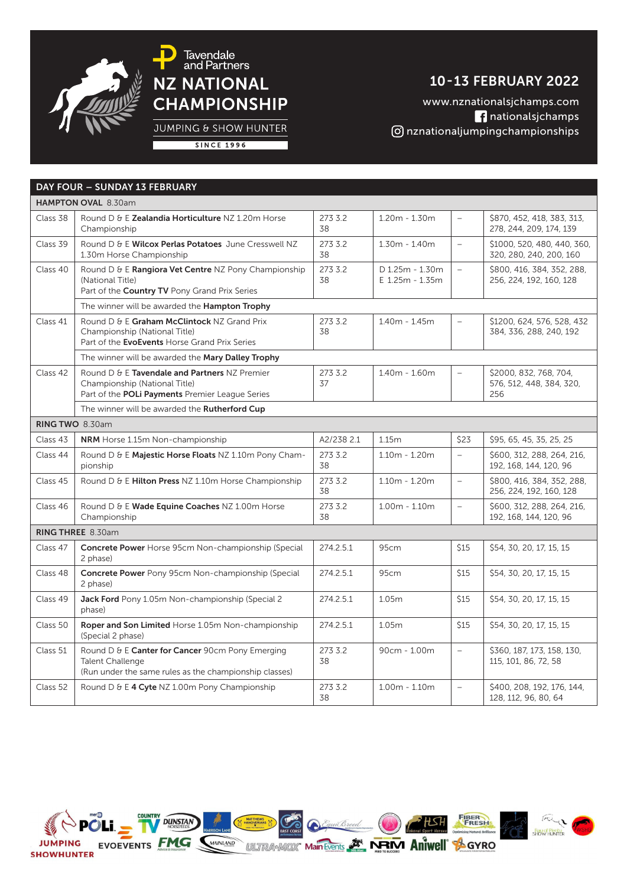# Tavendale and Partners NZ NATIONAL CHAMPIONSHIP

JUMPING & SHOW HUNTER

SINCE 1996

## 10-13 FEBRUARY 2022

www.nznationalsjchamps.com
nationalsjchamps
nznationaljumpingchampionships

## DAY FOUR – SUNDAY 13 FEBRUARY

| | | | | | |
|---|---|---|---|---|---|
| **HAMPTON OVAL** 8.30am | | | | | |
| Class 38 | Round D & E **Zealandia Horticulture** NZ 1.20m Horse Championship | 273 3.2 38 | 1.20m - 1.30m | – | $870, 452, 418, 383, 313, 278, 244, 209, 174, 139 |
| Class 39 | Round D & E **Wilcox Perlas Potatoes** June Cresswell NZ 1.30m Horse Championship | 273 3.2 38 | 1.30m - 1.40m | – | $1000, 520, 480, 440, 360, 320, 280, 240, 200, 160 |
| Class 40 | Round D & E **Rangiora Vet Centre** NZ Pony Championship (National Title) Part of the **Country TV** Pony Grand Prix Series | 273 3.2 38 | D 1.25m - 1.30m E 1.25m - 1.35m | – | $800, 416, 384, 352, 288, 256, 224, 192, 160, 128 |
| | The winner will be awarded the **Hampton Trophy** | | | | |
| Class 41 | Round D & E **Graham McClintock** NZ Grand Prix Championship (National Title) Part of the **EvoEvents** Horse Grand Prix Series | 273 3.2 38 | 1.40m - 1.45m | – | $1200, 624, 576, 528, 432 384, 336, 288, 240, 192 |
| | The winner will be awarded the **Mary Dalley Trophy** | | | | |
| Class 42 | Round D & E **Tavendale and Partners** NZ Premier Championship (National Title) Part of the **POLi Payments** Premier League Series | 273 3.2 37 | 1.40m - 1.60m | – | $2000, 832, 768, 704, 576, 512, 448, 384, 320, 256 |
| | The winner will be awarded the **Rutherford Cup** | | | | |
| **RING TWO** 8.30am | | | | | |
| Class 43 | **NRM** Horse 1.15m Non-championship | A2/238 2.1 | 1.15m | $23 | $95, 65, 45, 35, 25, 25 |
| Class 44 | Round D & E **Majestic Horse Floats** NZ 1.10m Pony Championship | 273 3.2 38 | 1.10m - 1.20m | – | $600, 312, 288, 264, 216, 192, 168, 144, 120, 96 |
| Class 45 | Round D & E **Hilton Press** NZ 1.10m Horse Championship | 273 3.2 38 | 1.10m - 1.20m | – | $800, 416, 384, 352, 288, 256, 224, 192, 160, 128 |
| Class 46 | Round D & E **Wade Equine Coaches** NZ 1.00m Horse Championship | 273 3.2 38 | 1.00m - 1.10m | – | $600, 312, 288, 264, 216, 192, 168, 144, 120, 96 |
| **RING THREE** 8.30am | | | | | |
| Class 47 | **Concrete Power** Horse 95cm Non-championship (Special 2 phase) | 274.2.5.1 | 95cm | $15 | $54, 30, 20, 17, 15, 15 |
| Class 48 | **Concrete Power** Pony 95cm Non-championship (Special 2 phase) | 274.2.5.1 | 95cm | $15 | $54, 30, 20, 17, 15, 15 |
| Class 49 | **Jack Ford** Pony 1.05m Non-championship (Special 2 phase) | 274.2.5.1 | 1.05m | $15 | $54, 30, 20, 17, 15, 15 |
| Class 50 | **Roper and Son Limited** Horse 1.05m Non-championship (Special 2 phase) | 274.2.5.1 | 1.05m | $15 | $54, 30, 20, 17, 15, 15 |
| Class 51 | Round D & E **Canter for Cancer** 90cm Pony Emerging Talent Challenge (Run under the same rules as the championship classes) | 273 3.2 38 | 90cm - 1.00m | – | $360, 187, 173, 158, 130, 115, 101, 86, 72, 58 |
| Class 52 | Round D & E **4 Cyte** NZ 1.00m Pony Championship | 273 3.2 38 | 1.00m - 1.10m | – | $400, 208, 192, 176, 144, 128, 112, 96, 80, 64 |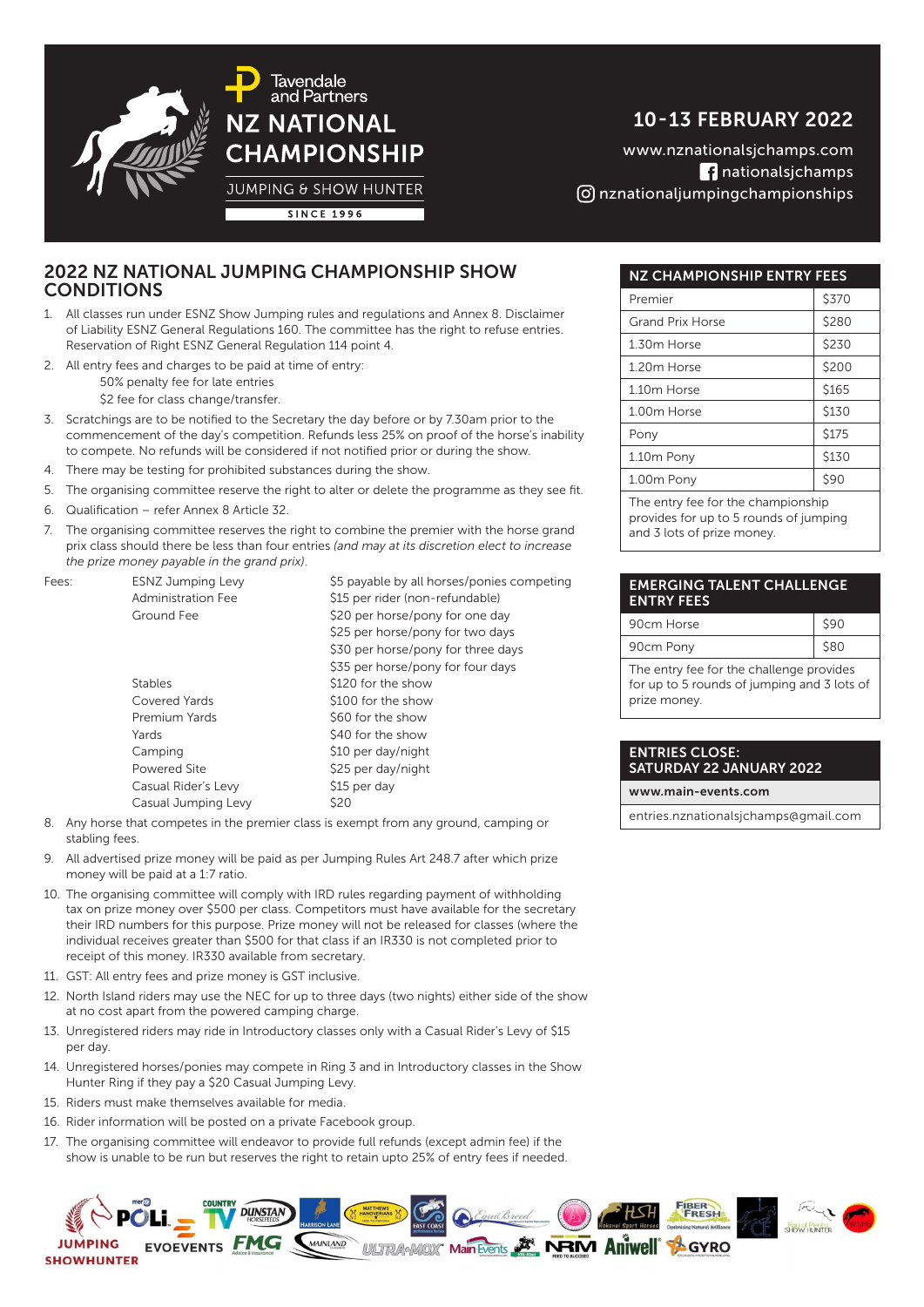Tavendale and Partners

# NZ NATIONAL CHAMPIONSHIP

JUMPING & SHOW HUNTER

SINCE 1996

## 10-13 FEBRUARY 2022

www.nznationalsjchamps.com

nationalsjchamps

nznationaljumpingchampionships

## 2022 NZ NATIONAL JUMPING CHAMPIONSHIP SHOW CONDITIONS

1. All classes run under ESNZ Show Jumping rules and regulations and Annex 8. Disclaimer of Liability ESNZ General Regulations 160. The committee has the right to refuse entries. Reservation of Right ESNZ General Regulation 114 point 4.
2. All entry fees and charges to be paid at time of entry:
   50% penalty fee for late entries
   $2 fee for class change/transfer.
3. Scratchings are to be notified to the Secretary the day before or by 7.30am prior to the commencement of the day's competition. Refunds less 25% on proof of the horse's inability to compete. No refunds will be considered if not notified prior or during the show.
4. There may be testing for prohibited substances during the show.
5. The organising committee reserve the right to alter or delete the programme as they see fit.
6. Qualification – refer Annex 8 Article 32.
7. The organising committee reserves the right to combine the premier with the horse grand prix class should there be less than four entries *(and may at its discretion elect to increase the prize money payable in the grand prix)*.

| Fees: | | |
|---|---|---|
| | ESNZ Jumping Levy | $5 payable by all horses/ponies competing |
| | Administration Fee | $15 per rider (non-refundable) |
| | Ground Fee | $20 per horse/pony for one day |
| | | $25 per horse/pony for two days |
| | | $30 per horse/pony for three days |
| | | $35 per horse/pony for four days |
| | Stables | $120 for the show |
| | Covered Yards | $100 for the show |
| | Premium Yards | $60 for the show |
| | Yards | $40 for the show |
| | Camping | $10 per day/night |
| | Powered Site | $25 per day/night |
| | Casual Rider's Levy | $15 per day |
| | Casual Jumping Levy | $20 |

8. Any horse that competes in the premier class is exempt from any ground, camping or stabling fees.
9. All advertised prize money will be paid as per Jumping Rules Art 248.7 after which prize money will be paid at a 1:7 ratio.
10. The organising committee will comply with IRD rules regarding payment of withholding tax on prize money over $500 per class. Competitors must have available for the secretary their IRD numbers for this purpose. Prize money will not be released for classes (where the individual receives greater than $500 for that class if an IR330 is not completed prior to receipt of this money. IR330 available from secretary.
11. GST: All entry fees and prize money is GST inclusive.
12. North Island riders may use the NEC for up to three days (two nights) either side of the show at no cost apart from the powered camping charge.
13. Unregistered riders may ride in Introductory classes only with a Casual Rider's Levy of $15 per day.
14. Unregistered horses/ponies may compete in Ring 3 and in Introductory classes in the Show Hunter Ring if they pay a $20 Casual Jumping Levy.
15. Riders must make themselves available for media.
16. Rider information will be posted on a private Facebook group.
17. The organising committee will endeavor to provide full refunds (except admin fee) if the show is unable to be run but reserves the right to retain upto 25% of entry fees if needed.

### NZ CHAMPIONSHIP ENTRY FEES

| Class | Fee |
|---|---|
| Premier | $370 |
| Grand Prix Horse | $280 |
| 1.30m Horse | $230 |
| 1.20m Horse | $200 |
| 1.10m Horse | $165 |
| 1.00m Horse | $130 |
| Pony | $175 |
| 1.10m Pony | $130 |
| 1.00m Pony | $90 |

The entry fee for the championship provides for up to 5 rounds of jumping and 3 lots of prize money.

### EMERGING TALENT CHALLENGE ENTRY FEES

| Class | Fee |
|---|---|
| 90cm Horse | $90 |
| 90cm Pony | $80 |

The entry fee for the challenge provides for up to 5 rounds of jumping and 3 lots of prize money.

### ENTRIES CLOSE: SATURDAY 22 JANUARY 2022

**www.main-events.com**

entries.nznationalsjchamps@gmail.com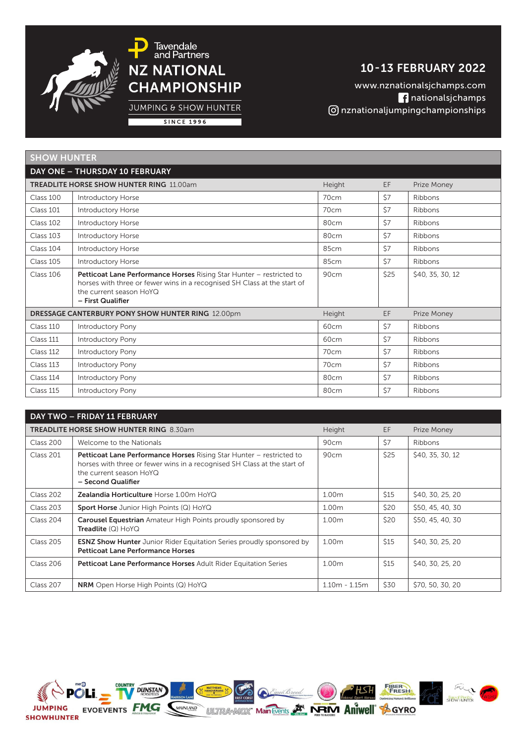# Tavendale and Partners NZ NATIONAL CHAMPIONSHIP

JUMPING & SHOW HUNTER

SINCE 1996

## 10-13 FEBRUARY 2022

www.nznationalsjchamps.com
nationalsjchamps
nznationaljumpingchampionships

## SHOW HUNTER

### DAY ONE – THURSDAY 10 FEBRUARY

| **TREADLITE HORSE SHOW HUNTER RING** 11.00am | | Height | EF | Prize Money |
|---|---|---|---|---|
| Class 100 | Introductory Horse | 70cm | $7 | Ribbons |
| Class 101 | Introductory Horse | 70cm | $7 | Ribbons |
| Class 102 | Introductory Horse | 80cm | $7 | Ribbons |
| Class 103 | Introductory Horse | 80cm | $7 | Ribbons |
| Class 104 | Introductory Horse | 85cm | $7 | Ribbons |
| Class 105 | Introductory Horse | 85cm | $7 | Ribbons |
| Class 106 | **Petticoat Lane Performance Horses** Rising Star Hunter – restricted to horses with three or fewer wins in a recognised SH Class at the start of the current season HoYQ – **First Qualifier** | 90cm | $25 | $40, 35, 30, 12 |
| **DRESSAGE CANTERBURY PONY SHOW HUNTER RING** 12.00pm | | Height | EF | Prize Money |
| Class 110 | Introductory Pony | 60cm | $7 | Ribbons |
| Class 111 | Introductory Pony | 60cm | $7 | Ribbons |
| Class 112 | Introductory Pony | 70cm | $7 | Ribbons |
| Class 113 | Introductory Pony | 70cm | $7 | Ribbons |
| Class 114 | Introductory Pony | 80cm | $7 | Ribbons |
| Class 115 | Introductory Pony | 80cm | $7 | Ribbons |

### DAY TWO – FRIDAY 11 FEBRUARY

| **TREADLITE HORSE SHOW HUNTER RING** 8.30am | | Height | EF | Prize Money |
|---|---|---|---|---|
| Class 200 | Welcome to the Nationals | 90cm | $7 | Ribbons |
| Class 201 | **Petticoat Lane Performance Horses** Rising Star Hunter – restricted to horses with three or fewer wins in a recognised SH Class at the start of the current season HoYQ – **Second Qualifier** | 90cm | $25 | $40, 35, 30, 12 |
| Class 202 | **Zealandia Horticulture** Horse 1.00m HoYQ | 1.00m | $15 | $40, 30, 25, 20 |
| Class 203 | **Sport Horse** Junior High Points (Q) HoYQ | 1.00m | $20 | $50, 45, 40, 30 |
| Class 204 | **Carousel Equestrian** Amateur High Points proudly sponsored by **Treadlite** (Q) HoYQ | 1.00m | $20 | $50, 45, 40, 30 |
| Class 205 | **ESNZ Show Hunter** Junior Rider Equitation Series proudly sponsored by **Petticoat Lane Performance Horses** | 1.00m | $15 | $40, 30, 25, 20 |
| Class 206 | **Petticoat Lane Performance Horses** Adult Rider Equitation Series | 1.00m | $15 | $40, 30, 25, 20 |
| Class 207 | **NRM** Open Horse High Points (Q) HoYQ | 1.10m - 1.15m | $30 | $70, 50, 30, 20 |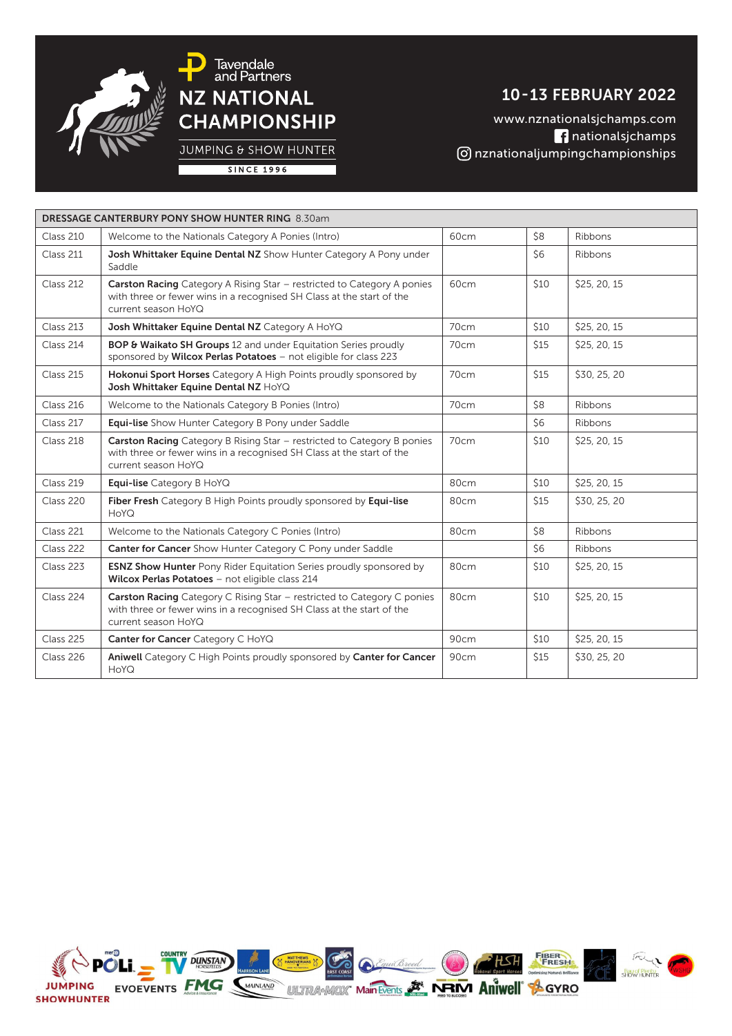Tavendale and Partners

# NZ NATIONAL CHAMPIONSHIP

JUMPING & SHOW HUNTER

SINCE 1996

## 10-13 FEBRUARY 2022

www.nznationalsjchamps.com

nationalsjchamps

nznationaljumpingchampionships

| **DRESSAGE CANTERBURY PONY SHOW HUNTER RING** 8.30am | | | | |
|---|---|---|---|---|
| Class 210 | Welcome to the Nationals Category A Ponies (Intro) | 60cm | $8 | Ribbons |
| Class 211 | **Josh Whittaker Equine Dental NZ** Show Hunter Category A Pony under Saddle | | $6 | Ribbons |
| Class 212 | **Carston Racing** Category A Rising Star – restricted to Category A ponies with three or fewer wins in a recognised SH Class at the start of the current season HoYQ | 60cm | $10 | $25, 20, 15 |
| Class 213 | **Josh Whittaker Equine Dental NZ** Category A HoYQ | 70cm | $10 | $25, 20, 15 |
| Class 214 | **BOP & Waikato SH Groups** 12 and under Equitation Series proudly sponsored by **Wilcox Perlas Potatoes** – not eligible for class 223 | 70cm | $15 | $25, 20, 15 |
| Class 215 | **Hokonui Sport Horses** Category A High Points proudly sponsored by **Josh Whittaker Equine Dental NZ** HoYQ | 70cm | $15 | $30, 25, 20 |
| Class 216 | Welcome to the Nationals Category B Ponies (Intro) | 70cm | $8 | Ribbons |
| Class 217 | **Equi-lise** Show Hunter Category B Pony under Saddle | | $6 | Ribbons |
| Class 218 | **Carston Racing** Category B Rising Star – restricted to Category B ponies with three or fewer wins in a recognised SH Class at the start of the current season HoYQ | 70cm | $10 | $25, 20, 15 |
| Class 219 | **Equi-lise** Category B HoYQ | 80cm | $10 | $25, 20, 15 |
| Class 220 | **Fiber Fresh** Category B High Points proudly sponsored by **Equi-lise** HoYQ | 80cm | $15 | $30, 25, 20 |
| Class 221 | Welcome to the Nationals Category C Ponies (Intro) | 80cm | $8 | Ribbons |
| Class 222 | **Canter for Cancer** Show Hunter Category C Pony under Saddle | | $6 | Ribbons |
| Class 223 | **ESNZ Show Hunter** Pony Rider Equitation Series proudly sponsored by **Wilcox Perlas Potatoes** – not eligible class 214 | 80cm | $10 | $25, 20, 15 |
| Class 224 | **Carston Racing** Category C Rising Star – restricted to Category C ponies with three or fewer wins in a recognised SH Class at the start of the current season HoYQ | 80cm | $10 | $25, 20, 15 |
| Class 225 | **Canter for Cancer** Category C HoYQ | 90cm | $10 | $25, 20, 15 |
| Class 226 | **Aniwell** Category C High Points proudly sponsored by **Canter for Cancer** HoYQ | 90cm | $15 | $30, 25, 20 |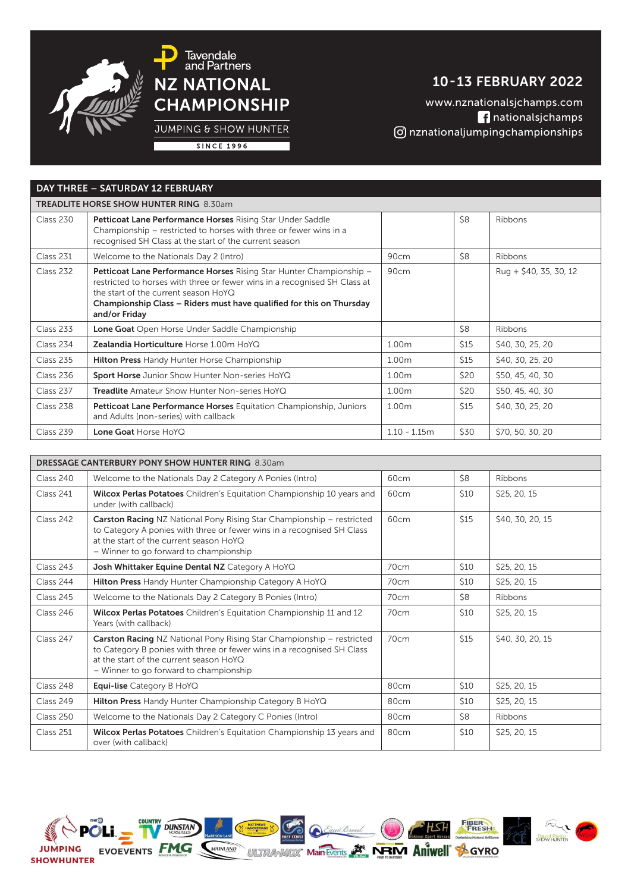# Tavendale and Partners NZ NATIONAL CHAMPIONSHIP

JUMPING & SHOW HUNTER

SINCE 1996

## 10-13 FEBRUARY 2022

www.nznationalsjchamps.com

nationalsjchamps

nznationaljumpingchampionships

## DAY THREE – SATURDAY 12 FEBRUARY

| TREADLITE HORSE SHOW HUNTER RING 8.30am | | | | |
|---|---|---|---|---|
| Class 230 | **Petticoat Lane Performance Horses** Rising Star Under Saddle Championship – restricted to horses with three or fewer wins in a recognised SH Class at the start of the current season | | $8 | Ribbons |
| Class 231 | Welcome to the Nationals Day 2 (Intro) | 90cm | $8 | Ribbons |
| Class 232 | **Petticoat Lane Performance Horses** Rising Star Hunter Championship – restricted to horses with three or fewer wins in a recognised SH Class at the start of the current season HoYQ **Championship Class – Riders must have qualified for this on Thursday and/or Friday** | 90cm | | Rug + $40, 35, 30, 12 |
| Class 233 | **Lone Goat** Open Horse Under Saddle Championship | | $8 | Ribbons |
| Class 234 | **Zealandia Horticulture** Horse 1.00m HoYQ | 1.00m | $15 | $40, 30, 25, 20 |
| Class 235 | **Hilton Press** Handy Hunter Horse Championship | 1.00m | $15 | $40, 30, 25, 20 |
| Class 236 | **Sport Horse** Junior Show Hunter Non-series HoYQ | 1.00m | $20 | $50, 45, 40, 30 |
| Class 237 | **Treadlite** Amateur Show Hunter Non-series HoYQ | 1.00m | $20 | $50, 45, 40, 30 |
| Class 238 | **Petticoat Lane Performance Horses** Equitation Championship, Juniors and Adults (non-series) with callback | 1.00m | $15 | $40, 30, 25, 20 |
| Class 239 | **Lone Goat** Horse HoYQ | 1.10 - 1.15m | $30 | $70, 50, 30, 20 |

| DRESSAGE CANTERBURY PONY SHOW HUNTER RING 8.30am | | | | |
|---|---|---|---|---|
| Class 240 | Welcome to the Nationals Day 2 Category A Ponies (Intro) | 60cm | $8 | Ribbons |
| Class 241 | **Wilcox Perlas Potatoes** Children's Equitation Championship 10 years and under (with callback) | 60cm | $10 | $25, 20, 15 |
| Class 242 | **Carston Racing** NZ National Pony Rising Star Championship – restricted to Category A ponies with three or fewer wins in a recognised SH Class at the start of the current season HoYQ – Winner to go forward to championship | 60cm | $15 | $40, 30, 20, 15 |
| Class 243 | **Josh Whittaker Equine Dental NZ** Category A HoYQ | 70cm | $10 | $25, 20, 15 |
| Class 244 | **Hilton Press** Handy Hunter Championship Category A HoYQ | 70cm | $10 | $25, 20, 15 |
| Class 245 | Welcome to the Nationals Day 2 Category B Ponies (Intro) | 70cm | $8 | Ribbons |
| Class 246 | **Wilcox Perlas Potatoes** Children's Equitation Championship 11 and 12 Years (with callback) | 70cm | $10 | $25, 20, 15 |
| Class 247 | **Carston Racing** NZ National Pony Rising Star Championship – restricted to Category B ponies with three or fewer wins in a recognised SH Class at the start of the current season HoYQ – Winner to go forward to championship | 70cm | $15 | $40, 30, 20, 15 |
| Class 248 | **Equi-lise** Category B HoYQ | 80cm | $10 | $25, 20, 15 |
| Class 249 | **Hilton Press** Handy Hunter Championship Category B HoYQ | 80cm | $10 | $25, 20, 15 |
| Class 250 | Welcome to the Nationals Day 2 Category C Ponies (Intro) | 80cm | $8 | Ribbons |
| Class 251 | **Wilcox Perlas Potatoes** Children's Equitation Championship 13 years and over (with callback) | 80cm | $10 | $25, 20, 15 |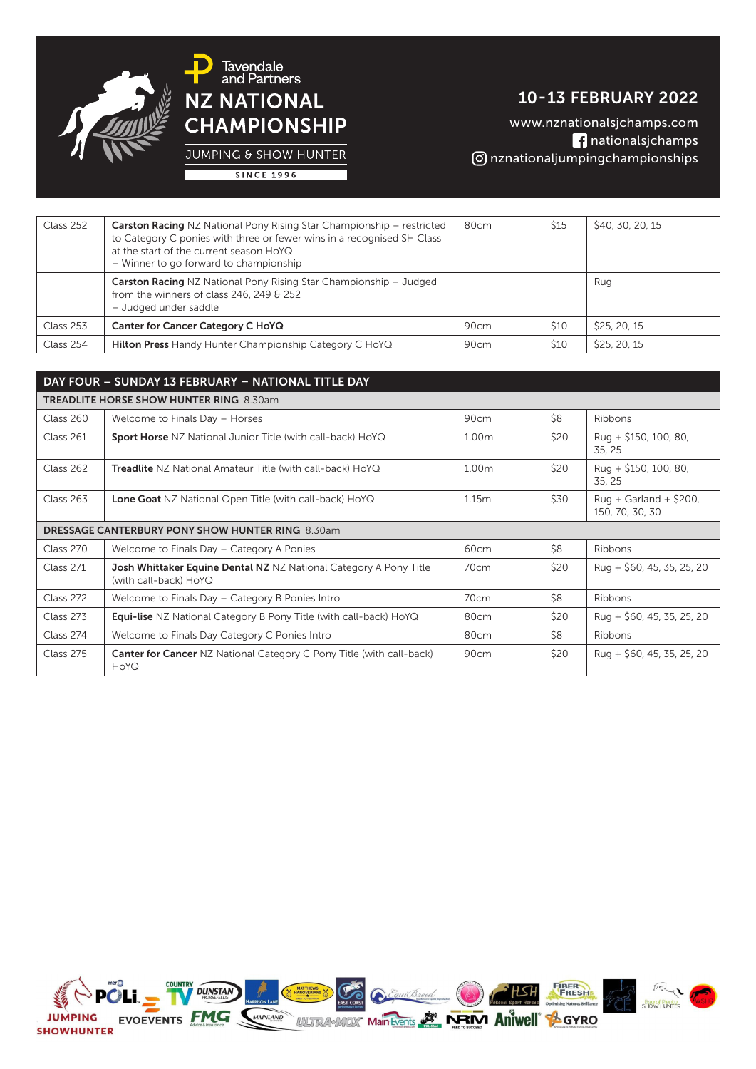| | | | | |
|---|---|---|---|---|
| Class 252 | **Carston Racing** NZ National Pony Rising Star Championship – restricted to Category C ponies with three or fewer wins in a recognised SH Class at the start of the current season HoYQ – Winner to go forward to championship | 80cm | $15 | $40, 30, 20, 15 |
| | **Carston Racing** NZ National Pony Rising Star Championship – Judged from the winners of class 246, 249 & 252 – Judged under saddle | | | Rug |
| Class 253 | **Canter for Cancer Category C HoYQ** | 90cm | $10 | $25, 20, 15 |
| Class 254 | **Hilton Press** Handy Hunter Championship Category C HoYQ | 90cm | $10 | $25, 20, 15 |

## DAY FOUR – SUNDAY 13 FEBRUARY – NATIONAL TITLE DAY

| | | | | |
|---|---|---|---|---|
| **TREADLITE HORSE SHOW HUNTER RING** 8.30am | | | | |
| Class 260 | Welcome to Finals Day – Horses | 90cm | $8 | Ribbons |
| Class 261 | **Sport Horse** NZ National Junior Title (with call-back) HoYQ | 1.00m | $20 | Rug + $150, 100, 80, 35, 25 |
| Class 262 | **Treadlite** NZ National Amateur Title (with call-back) HoYQ | 1.00m | $20 | Rug + $150, 100, 80, 35, 25 |
| Class 263 | **Lone Goat** NZ National Open Title (with call-back) HoYQ | 1.15m | $30 | Rug + Garland + $200, 150, 70, 30, 30 |
| **DRESSAGE CANTERBURY PONY SHOW HUNTER RING** 8.30am | | | | |
| Class 270 | Welcome to Finals Day – Category A Ponies | 60cm | $8 | Ribbons |
| Class 271 | **Josh Whittaker Equine Dental NZ** NZ National Category A Pony Title (with call-back) HoYQ | 70cm | $20 | Rug + $60, 45, 35, 25, 20 |
| Class 272 | Welcome to Finals Day – Category B Ponies Intro | 70cm | $8 | Ribbons |
| Class 273 | **Equi-lise** NZ National Category B Pony Title (with call-back) HoYQ | 80cm | $20 | Rug + $60, 45, 35, 25, 20 |
| Class 274 | Welcome to Finals Day Category C Ponies Intro | 80cm | $8 | Ribbons |
| Class 275 | **Canter for Cancer** NZ National Category C Pony Title (with call-back) HoYQ | 90cm | $20 | Rug + $60, 45, 35, 25, 20 |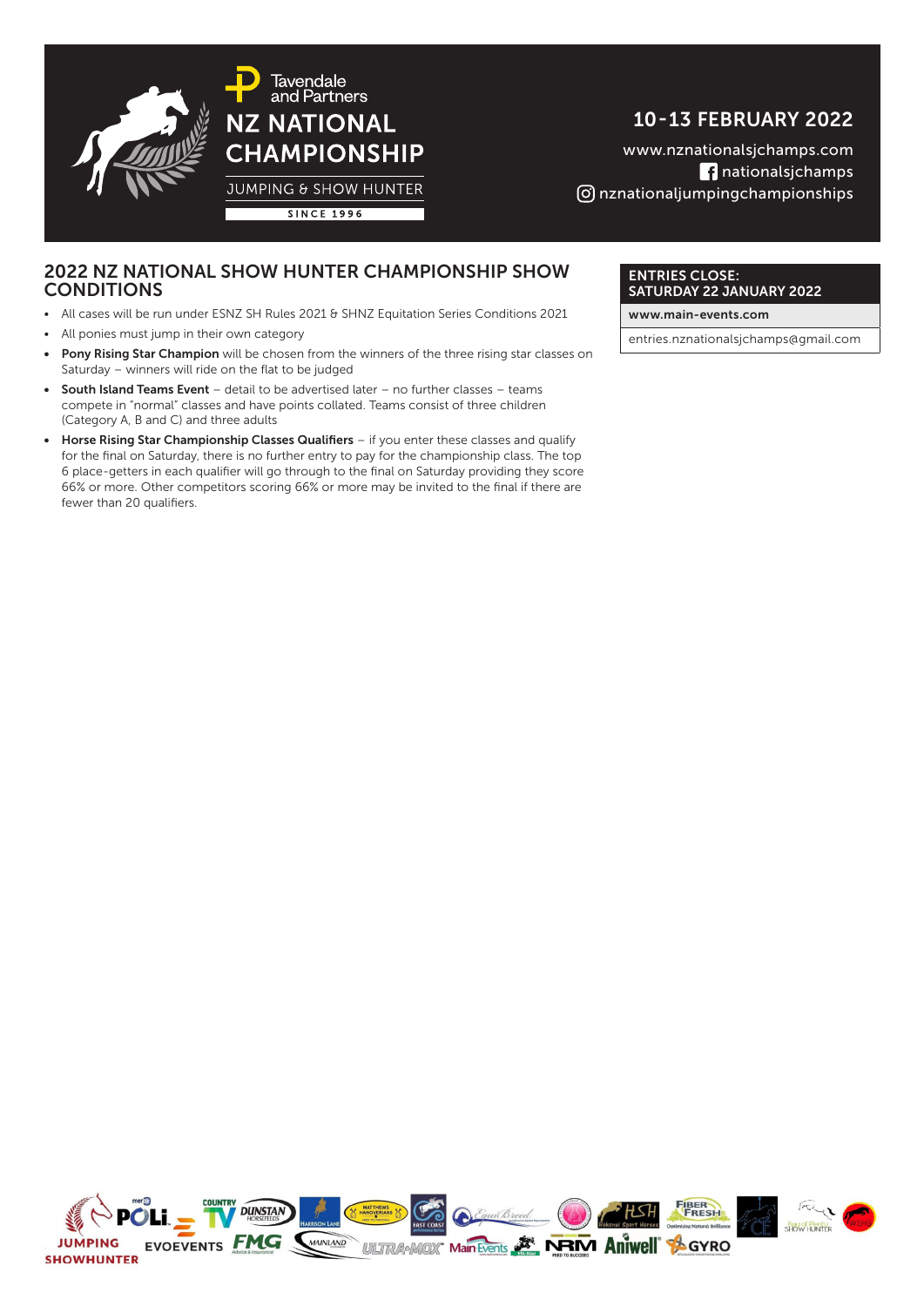Tavendale and Partners

NZ NATIONAL CHAMPIONSHIP

JUMPING & SHOW HUNTER

SINCE 1996

10-13 FEBRUARY 2022

www.nznationalsjchamps.com

nationalsjchamps

nznationaljumpingchampionships

## 2022 NZ NATIONAL SHOW HUNTER CHAMPIONSHIP SHOW CONDITIONS

- All cases will be run under ESNZ SH Rules 2021 & SHNZ Equitation Series Conditions 2021
- All ponies must jump in their own category
- **Pony Rising Star Champion** will be chosen from the winners of the three rising star classes on Saturday – winners will ride on the flat to be judged
- **South Island Teams Event** – detail to be advertised later – no further classes – teams compete in "normal" classes and have points collated. Teams consist of three children (Category A, B and C) and three adults
- **Horse Rising Star Championship Classes Qualifiers** – if you enter these classes and qualify for the final on Saturday, there is no further entry to pay for the championship class. The top 6 place-getters in each qualifier will go through to the final on Saturday providing they score 66% or more. Other competitors scoring 66% or more may be invited to the final if there are fewer than 20 qualifiers.

**ENTRIES CLOSE: SATURDAY 22 JANUARY 2022**

**www.main-events.com**

entries.nznationalsjchamps@gmail.com